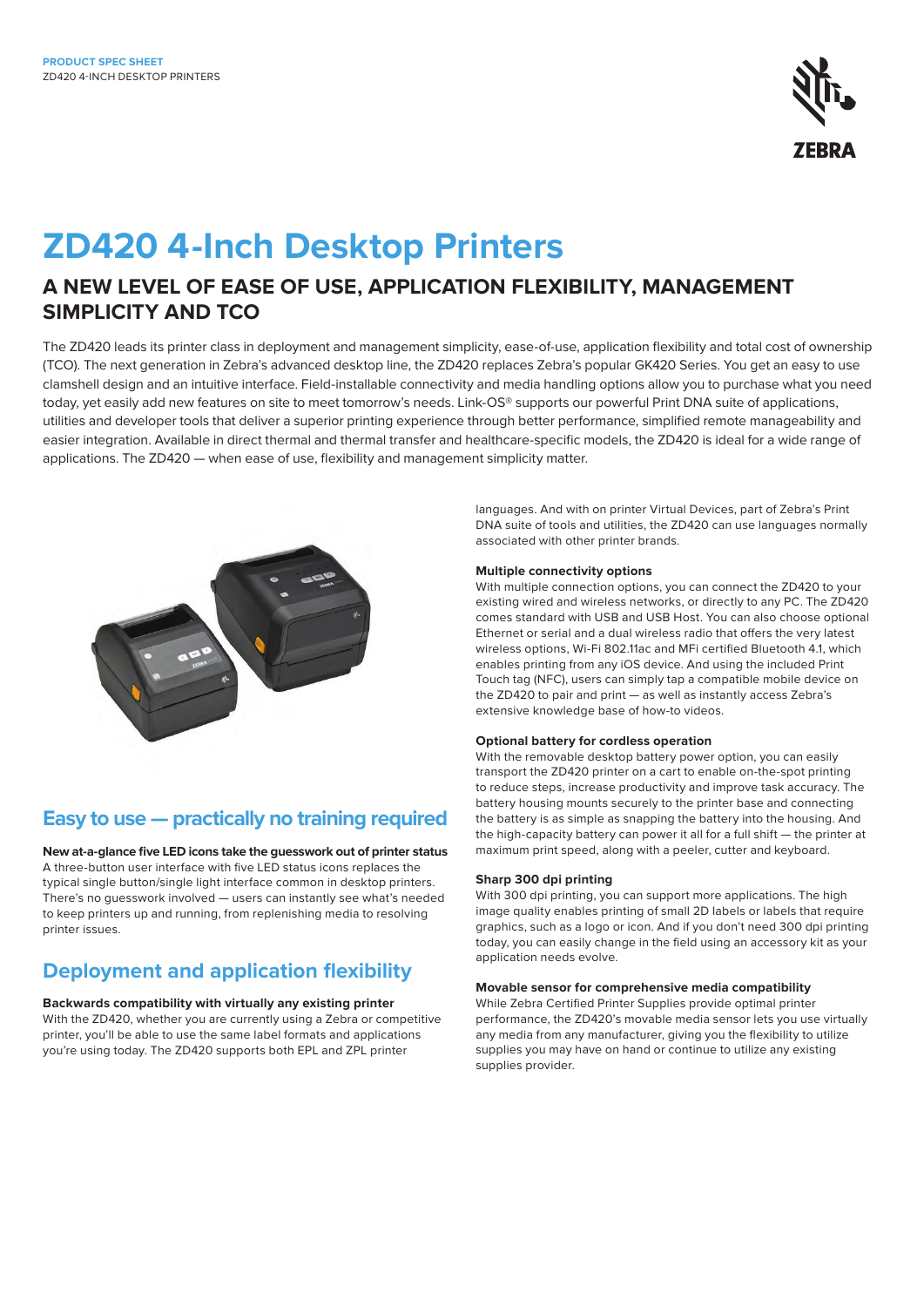PRODUCT SPEC SHEET
ZD420 4-INCH DESKTOP PRINTERS

# ZD420 4-Inch Desktop Printers

## A NEW LEVEL OF EASE OF USE, APPLICATION FLEXIBILITY, MANAGEMENT SIMPLICITY AND TCO

The ZD420 leads its printer class in deployment and management simplicity, ease-of-use, application flexibility and total cost of ownership (TCO). The next generation in Zebra's advanced desktop line, the ZD420 replaces Zebra's popular GK420 Series. You get an easy to use clamshell design and an intuitive interface. Field-installable connectivity and media handling options allow you to purchase what you need today, yet easily add new features on site to meet tomorrow's needs. Link-OS® supports our powerful Print DNA suite of applications, utilities and developer tools that deliver a superior printing experience through better performance, simplified remote manageability and easier integration. Available in direct thermal and thermal transfer and healthcare-specific models, the ZD420 is ideal for a wide range of applications. The ZD420 — when ease of use, flexibility and management simplicity matter.

## Easy to use — practically no training required

**New at-a-glance five LED icons take the guesswork out of printer status**
A three-button user interface with five LED status icons replaces the typical single button/single light interface common in desktop printers. There's no guesswork involved — users can instantly see what's needed to keep printers up and running, from replenishing media to resolving printer issues.

## Deployment and application flexibility

**Backwards compatibility with virtually any existing printer**
With the ZD420, whether you are currently using a Zebra or competitive printer, you'll be able to use the same label formats and applications you're using today. The ZD420 supports both EPL and ZPL printer languages. And with on printer Virtual Devices, part of Zebra's Print DNA suite of tools and utilities, the ZD420 can use languages normally associated with other printer brands.

**Multiple connectivity options**
With multiple connection options, you can connect the ZD420 to your existing wired and wireless networks, or directly to any PC. The ZD420 comes standard with USB and USB Host. You can also choose optional Ethernet or serial and a dual wireless radio that offers the very latest wireless options, Wi-Fi 802.11ac and MFi certified Bluetooth 4.1, which enables printing from any iOS device. And using the included Print Touch tag (NFC), users can simply tap a compatible mobile device on the ZD420 to pair and print — as well as instantly access Zebra's extensive knowledge base of how-to videos.

**Optional battery for cordless operation**
With the removable desktop battery power option, you can easily transport the ZD420 printer on a cart to enable on-the-spot printing to reduce steps, increase productivity and improve task accuracy. The battery housing mounts securely to the printer base and connecting the battery is as simple as snapping the battery into the housing. And the high-capacity battery can power it all for a full shift — the printer at maximum print speed, along with a peeler, cutter and keyboard.

**Sharp 300 dpi printing**
With 300 dpi printing, you can support more applications. The high image quality enables printing of small 2D labels or labels that require graphics, such as a logo or icon. And if you don't need 300 dpi printing today, you can easily change in the field using an accessory kit as your application needs evolve.

**Movable sensor for comprehensive media compatibility**
While Zebra Certified Printer Supplies provide optimal printer performance, the ZD420's movable media sensor lets you use virtually any media from any manufacturer, giving you the flexibility to utilize supplies you may have on hand or continue to utilize any existing supplies provider.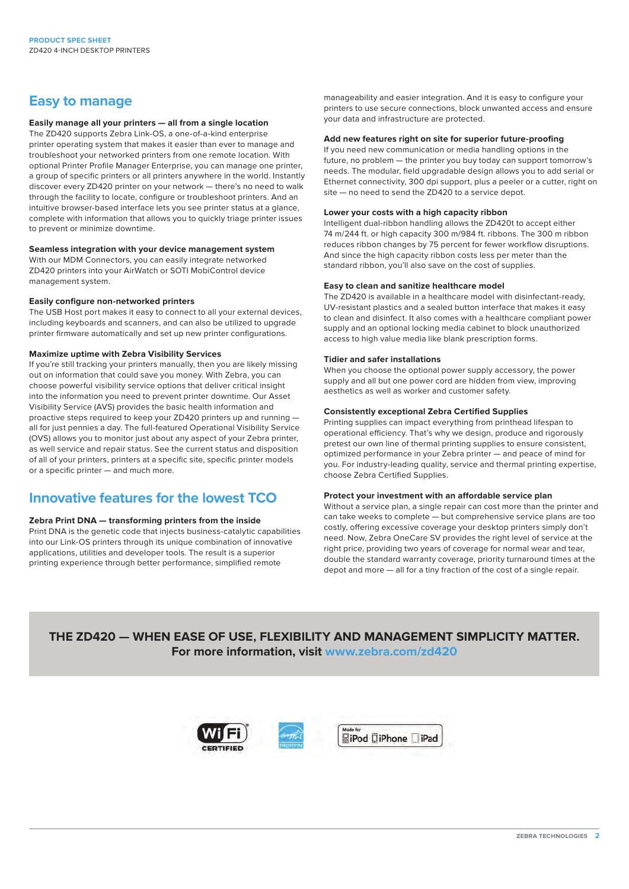## Easy to manage

**Easily manage all your printers — all from a single location**
The ZD420 supports Zebra Link-OS, a one-of-a-kind enterprise printer operating system that makes it easier than ever to manage and troubleshoot your networked printers from one remote location. With optional Printer Profile Manager Enterprise, you can manage one printer, a group of specific printers or all printers anywhere in the world. Instantly discover every ZD420 printer on your network — there's no need to walk through the facility to locate, configure or troubleshoot printers. And an intuitive browser-based interface lets you see printer status at a glance, complete with information that allows you to quickly triage printer issues to prevent or minimize downtime.

**Seamless integration with your device management system**
With our MDM Connectors, you can easily integrate networked ZD420 printers into your AirWatch or SOTI MobiControl device management system.

**Easily configure non-networked printers**
The USB Host port makes it easy to connect to all your external devices, including keyboards and scanners, and can also be utilized to upgrade printer firmware automatically and set up new printer configurations.

**Maximize uptime with Zebra Visibility Services**
If you're still tracking your printers manually, then you are likely missing out on information that could save you money. With Zebra, you can choose powerful visibility service options that deliver critical insight into the information you need to prevent printer downtime. Our Asset Visibility Service (AVS) provides the basic health information and proactive steps required to keep your ZD420 printers up and running — all for just pennies a day. The full-featured Operational Visibility Service (OVS) allows you to monitor just about any aspect of your Zebra printer, as well service and repair status. See the current status and disposition of all of your printers, printers at a specific site, specific printer models or a specific printer — and much more.

## Innovative features for the lowest TCO

**Zebra Print DNA — transforming printers from the inside**
Print DNA is the genetic code that injects business-catalytic capabilities into our Link-OS printers through its unique combination of innovative applications, utilities and developer tools. The result is a superior printing experience through better performance, simplified remote manageability and easier integration. And it is easy to configure your printers to use secure connections, block unwanted access and ensure your data and infrastructure are protected.

**Add new features right on site for superior future-proofing**
If you need new communication or media handling options in the future, no problem — the printer you buy today can support tomorrow's needs. The modular, field upgradable design allows you to add serial or Ethernet connectivity, 300 dpi support, plus a peeler or a cutter, right on site — no need to send the ZD420 to a service depot.

**Lower your costs with a high capacity ribbon**
Intelligent dual-ribbon handling allows the ZD420t to accept either 74 m/244 ft. or high capacity 300 m/984 ft. ribbons. The 300 m ribbon reduces ribbon changes by 75 percent for fewer workflow disruptions. And since the high capacity ribbon costs less per meter than the standard ribbon, you'll also save on the cost of supplies.

**Easy to clean and sanitize healthcare model**
The ZD420 is available in a healthcare model with disinfectant-ready, UV-resistant plastics and a sealed button interface that makes it easy to clean and disinfect. It also comes with a healthcare compliant power supply and an optional locking media cabinet to block unauthorized access to high value media like blank prescription forms.

**Tidier and safer installations**
When you choose the optional power supply accessory, the power supply and all but one power cord are hidden from view, improving aesthetics as well as worker and customer safety.

**Consistently exceptional Zebra Certified Supplies**
Printing supplies can impact everything from printhead lifespan to operational efficiency. That's why we design, produce and rigorously pretest our own line of thermal printing supplies to ensure consistent, optimized performance in your Zebra printer — and peace of mind for you. For industry-leading quality, service and thermal printing expertise, choose Zebra Certified Supplies.

**Protect your investment with an affordable service plan**
Without a service plan, a single repair can cost more than the printer and can take weeks to complete — but comprehensive service plans are too costly, offering excessive coverage your desktop printers simply don't need. Now, Zebra OneCare SV provides the right level of service at the right price, providing two years of coverage for normal wear and tear, double the standard warranty coverage, priority turnaround times at the depot and more — all for a tiny fraction of the cost of a single repair.

**THE ZD420 — WHEN EASE OF USE, FLEXIBILITY AND MANAGEMENT SIMPLICITY MATTER.**
**For more information, visit www.zebra.com/zd420**

Wi Fi CERTIFIED

ENERGY STAR

Made for iPod iPhone iPad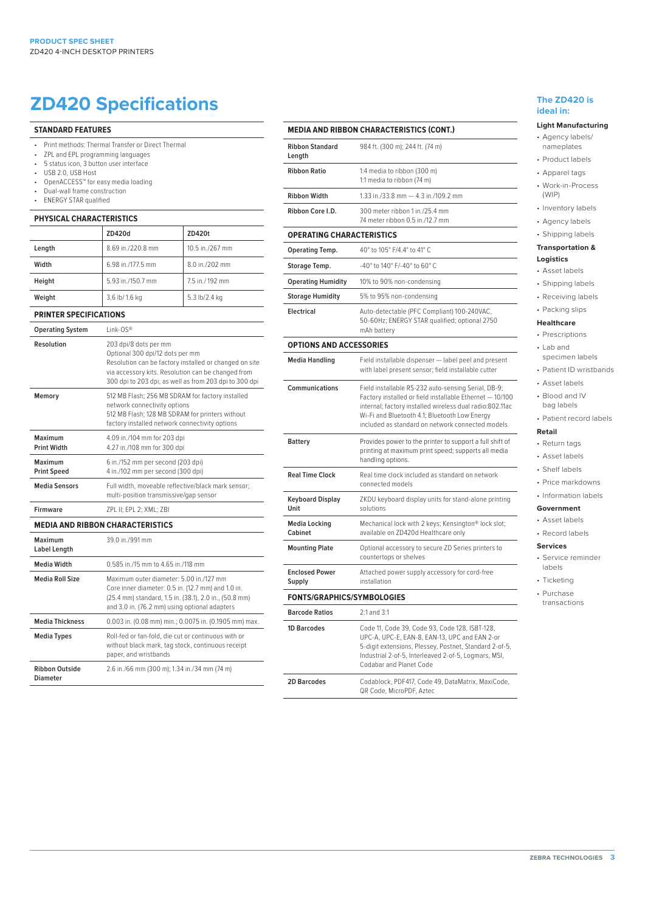# ZD420 Specifications

## STANDARD FEATURES

- Print methods: Thermal Transfer or Direct Thermal
- ZPL and EPL programming languages
- 5 status icon, 3 button user interface
- USB 2.0, USB Host
- OpenACCESS™ for easy media loading
- Dual-wall frame construction
- ENERGY STAR qualified

## PHYSICAL CHARACTERISTICS

| | ZD420d | ZD420t |
|---|---|---|
| Length | 8.69 in./220.8 mm | 10.5 in./267 mm |
| Width | 6.98 in./177.5 mm | 8.0 in./202 mm |
| Height | 5.93 in./150.7 mm | 7.5 in./192 mm |
| Weight | 3.6 lb/1.6 kg | 5.3 lb/2.4 kg |

## PRINTER SPECIFICATIONS

| | |
|---|---|
| Operating System | Link-OS® |
| Resolution | 203 dpi/8 dots per mm<br>Optional 300 dpi/12 dots per mm<br>Resolution can be factory installed or changed on site via accessory kits. Resolution can be changed from 300 dpi to 203 dpi, as well as from 203 dpi to 300 dpi |
| Memory | 512 MB Flash; 256 MB SDRAM for factory installed network connectivity options<br>512 MB Flash; 128 MB SDRAM for printers without factory installed network connectivity options |
| Maximum Print Width | 4.09 in./104 mm for 203 dpi<br>4.27 in./108 mm for 300 dpi |
| Maximum Print Speed | 6 in./152 mm per second (203 dpi)<br>4 in./102 mm per second (300 dpi) |
| Media Sensors | Full width, moveable reflective/black mark sensor; multi-position transmissive/gap sensor |
| Firmware | ZPL II; EPL 2; XML; ZBI |

## MEDIA AND RIBBON CHARACTERISTICS

| | |
|---|---|
| Maximum Label Length | 39.0 in./991 mm |
| Media Width | 0.585 in./15 mm to 4.65 in./118 mm |
| Media Roll Size | Maximum outer diameter: 5.00 in./127 mm<br>Core inner diameter: 0.5 in. (12.7 mm) and 1.0 in. (25.4 mm) standard, 1.5 in. (38.1), 2.0 in., (50.8 mm) and 3.0 in. (76.2 mm) using optional adapters |
| Media Thickness | 0.003 in. (0.08 mm) min.; 0.0075 in. (0.1905 mm) max. |
| Media Types | Roll-fed or fan-fold, die cut or continuous with or without black mark, tag stock, continuous receipt paper, and wristbands |
| Ribbon Outside Diameter | 2.6 in./66 mm (300 m); 1.34 in./34 mm (74 m) |

## MEDIA AND RIBBON CHARACTERISTICS (CONT.)

| | |
|---|---|
| Ribbon Standard Length | 984 ft. (300 m); 244 ft. (74 m) |
| Ribbon Ratio | 1:4 media to ribbon (300 m)<br>1:1 media to ribbon (74 m) |
| Ribbon Width | 1.33 in./33.8 mm — 4.3 in./109.2 mm |
| Ribbon Core I.D. | 300 meter ribbon 1 in./25.4 mm<br>74 meter ribbon 0.5 in./12.7 mm |

## OPERATING CHARACTERISTICS

| | |
|---|---|
| Operating Temp. | 40° to 105° F/4.4° to 41° C |
| Storage Temp. | -40° to 140° F/-40° to 60° C |
| Operating Humidity | 10% to 90% non-condensing |
| Storage Humidity | 5% to 95% non-condensing |
| Electrical | Auto-detectable (PFC Compliant) 100-240VAC, 50-60Hz; ENERGY STAR qualified; optional 2750 mAh battery |

## OPTIONS AND ACCESSORIES

| | |
|---|---|
| Media Handling | Field installable dispenser — label peel and present with label present sensor; field installable cutter |
| Communications | Field installable RS-232 auto-sensing Serial, DB-9; Factory installed or field installable Ethernet — 10/100 internal; factory installed wireless dual radio:802.11ac Wi-Fi and Bluetooth 4.1; Bluetooth Low Energy included as standard on network connected models |
| Battery | Provides power to the printer to support a full shift of printing at maximum print speed; supports all media handling options. |
| Real Time Clock | Real time clock included as standard on network connected models |
| Keyboard Display Unit | ZKDU keyboard display units for stand-alone printing solutions |
| Media Locking Cabinet | Mechanical lock with 2 keys; Kensington® lock slot; available on ZD420d Healthcare only |
| Mounting Plate | Optional accessory to secure ZD Series printers to countertops or shelves |
| Enclosed Power Supply | Attached power supply accessory for cord-free installation |

## FONTS/GRAPHICS/SYMBOLOGIES

| | |
|---|---|
| Barcode Ratios | 2:1 and 3:1 |
| 1D Barcodes | Code 11, Code 39, Code 93, Code 128, ISBT-128, UPC-A, UPC-E, EAN-8, EAN-13, UPC and EAN 2-or 5-digit extensions, Plessey, Postnet, Standard 2-of-5, Industrial 2-of-5, Interleaved 2-of-5, Logmars, MSI, Codabar and Planet Code |
| 2D Barcodes | Codablock, PDF417, Code 49, DataMatrix, MaxiCode, QR Code, MicroPDF, Aztec |

## The ZD420 is ideal in:

### Light Manufacturing

- Agency labels/ nameplates
- Product labels
- Apparel tags
- Work-in-Process (WIP)
- Inventory labels
- Agency labels
- Shipping labels

### Transportation & Logistics

- Asset labels
- Shipping labels
- Receiving labels
- Packing slips

### Healthcare

- Prescriptions
- Lab and specimen labels
- Patient ID wristbands
- Asset labels
- Blood and IV bag labels
- Patient record labels

### Retail

- Return tags
- Asset labels
- Shelf labels
- Price markdowns
- Information labels

### Government

- Asset labels
- Record labels

### Services

- Service reminder labels
- Ticketing
- Purchase transactions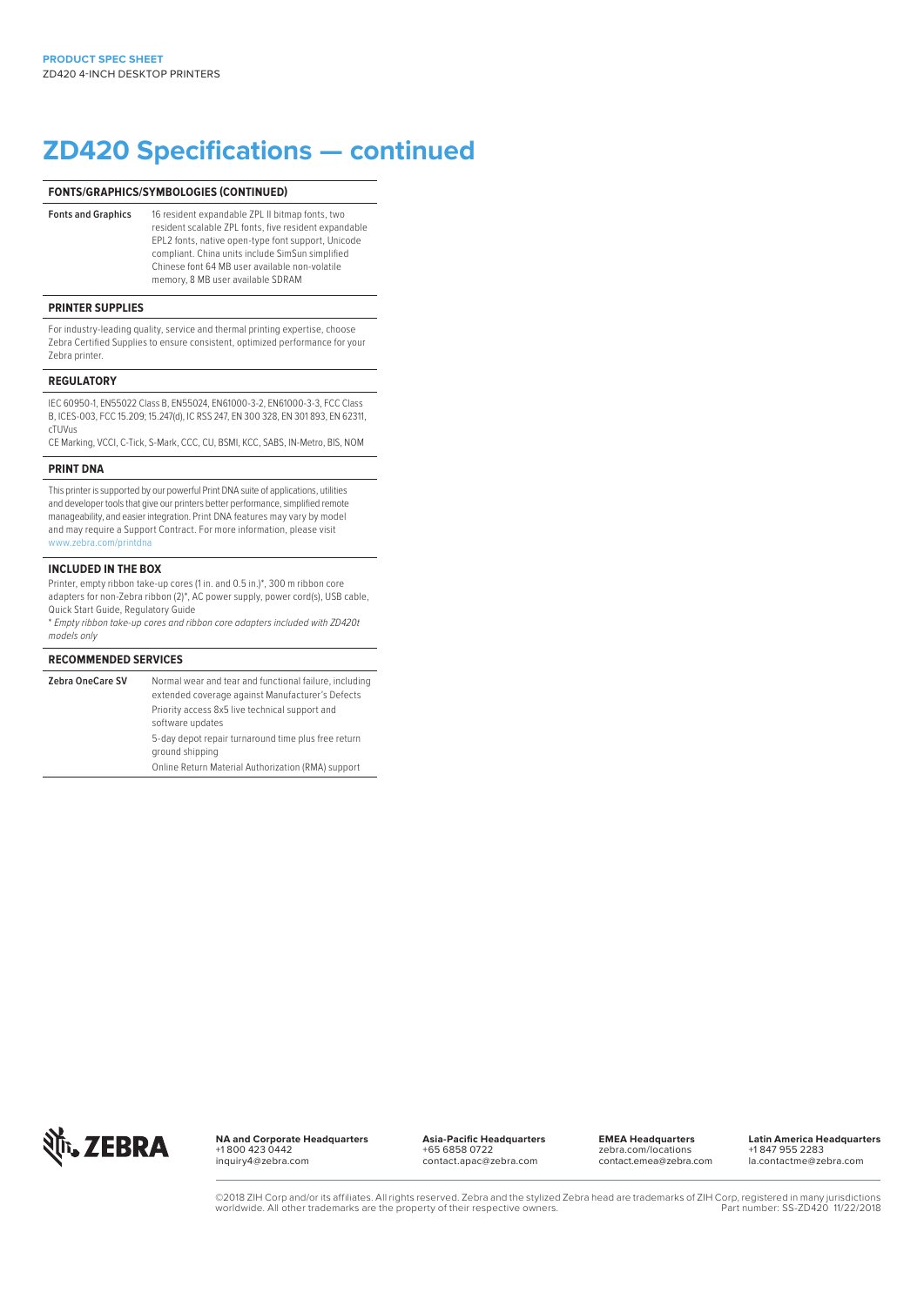# ZD420 Specifications — continued

## FONTS/GRAPHICS/SYMBOLOGIES (CONTINUED)

| | |
|---|---|
| **Fonts and Graphics** | 16 resident expandable ZPL II bitmap fonts, two resident scalable ZPL fonts, five resident expandable EPL2 fonts, native open-type font support, Unicode compliant. China units include SimSun simplified Chinese font 64 MB user available non-volatile memory, 8 MB user available SDRAM |

## PRINTER SUPPLIES

For industry-leading quality, service and thermal printing expertise, choose Zebra Certified Supplies to ensure consistent, optimized performance for your Zebra printer.

## REGULATORY

IEC 60950-1, EN55022 Class B, EN55024, EN61000-3-2, EN61000-3-3, FCC Class B, ICES-003, FCC 15.209; 15.247(d), IC RSS 247, EN 300 328, EN 301 893, EN 62311, cTUVus

CE Marking, VCCI, C-Tick, S-Mark, CCC, CU, BSMI, KCC, SABS, IN-Metro, BIS, NOM

## PRINT DNA

This printer is supported by our powerful Print DNA suite of applications, utilities and developer tools that give our printers better performance, simplified remote manageability, and easier integration. Print DNA features may vary by model and may require a Support Contract. For more information, please visit www.zebra.com/printdna

## INCLUDED IN THE BOX

Printer, empty ribbon take-up cores (1 in. and 0.5 in.)*, 300 m ribbon core adapters for non-Zebra ribbon (2)*, AC power supply, power cord(s), USB cable, Quick Start Guide, Regulatory Guide

*\* Empty ribbon take-up cores and ribbon core adapters included with ZD420t models only*

## RECOMMENDED SERVICES

| | |
|---|---|
| **Zebra OneCare SV** | Normal wear and tear and functional failure, including extended coverage against Manufacturer's Defects<br>Priority access 8x5 live technical support and software updates<br>5-day depot repair turnaround time plus free return ground shipping<br>Online Return Material Authorization (RMA) support |

ZEBRA

**NA and Corporate Headquarters**
+1 800 423 0442
inquiry4@zebra.com

**Asia-Pacific Headquarters**
+65 6858 0722
contact.apac@zebra.com

**EMEA Headquarters**
zebra.com/locations
contact.emea@zebra.com

**Latin America Headquarters**
+1 847 955 2283
la.contactme@zebra.com

©2018 ZIH Corp and/or its affiliates. All rights reserved. Zebra and the stylized Zebra head are trademarks of ZIH Corp, registered in many jurisdictions worldwide. All other trademarks are the property of their respective owners. Part number: SS-ZD420 11/22/2018